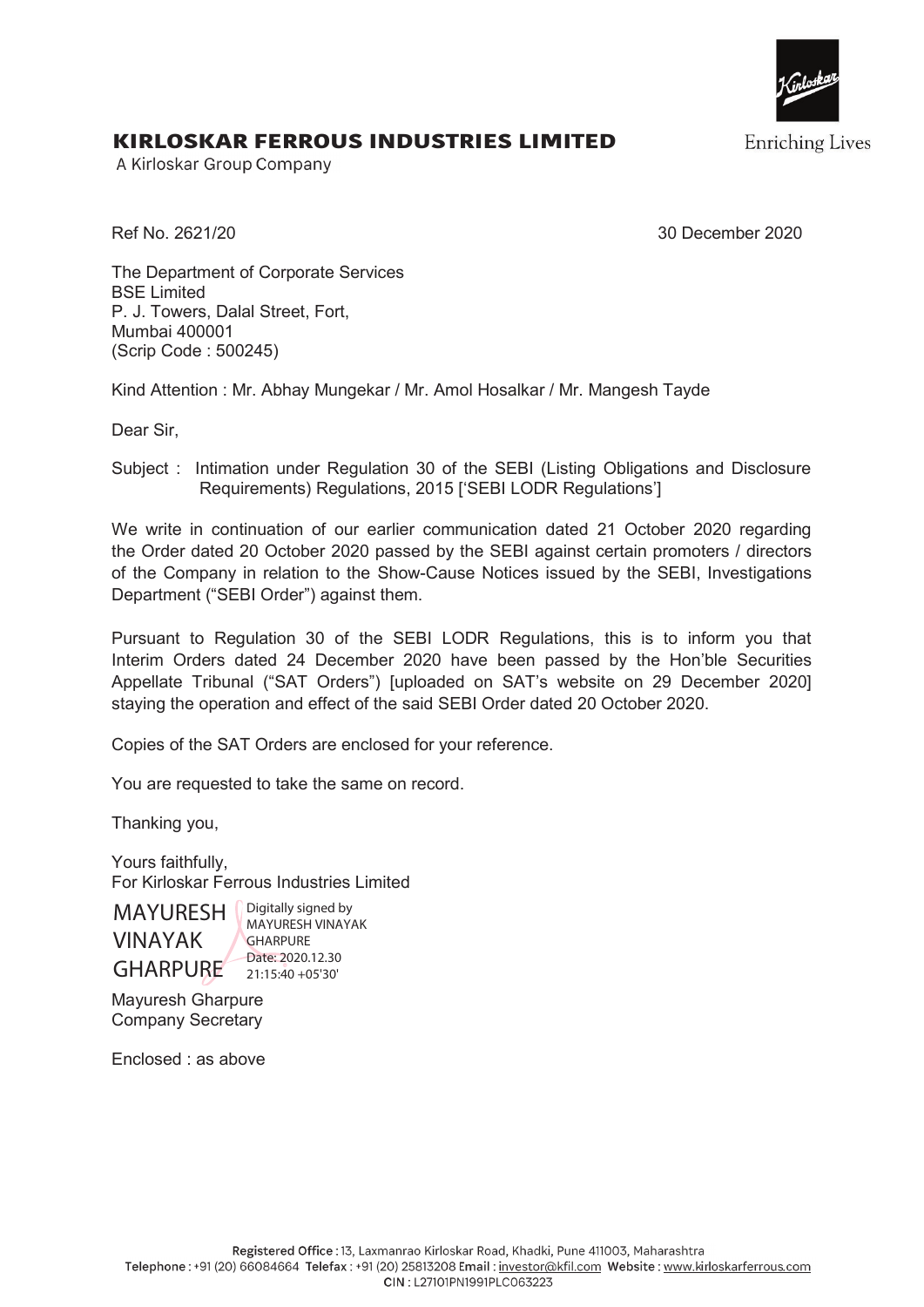# KIRLOSKAR FERROUS INDUSTRIES LIMITED

A Kirloskar Group Company

Enriching Lives

Ref No. 2621/20 30 December 2020

The Department of Corporate Services
BSE Limited
P. J. Towers, Dalal Street, Fort,
Mumbai 400001
(Scrip Code : 500245)

Kind Attention : Mr. Abhay Mungekar / Mr. Amol Hosalkar / Mr. Mangesh Tayde

Dear Sir,

Subject : Intimation under Regulation 30 of the SEBI (Listing Obligations and Disclosure Requirements) Regulations, 2015 ['SEBI LODR Regulations']

We write in continuation of our earlier communication dated 21 October 2020 regarding the Order dated 20 October 2020 passed by the SEBI against certain promoters / directors of the Company in relation to the Show-Cause Notices issued by the SEBI, Investigations Department ("SEBI Order") against them.

Pursuant to Regulation 30 of the SEBI LODR Regulations, this is to inform you that Interim Orders dated 24 December 2020 have been passed by the Hon'ble Securities Appellate Tribunal ("SAT Orders") [uploaded on SAT's website on 29 December 2020] staying the operation and effect of the said SEBI Order dated 20 October 2020.

Copies of the SAT Orders are enclosed for your reference.

You are requested to take the same on record.

Thanking you,

Yours faithfully,
For Kirloskar Ferrous Industries Limited

MAYURESH VINAYAK GHARPURE
Digitally signed by MAYURESH VINAYAK GHARPURE
Date: 2020.12.30 21:15:40 +05'30'

Mayuresh Gharpure
Company Secretary

Enclosed : as above

Registered Office : 13, Laxmanrao Kirloskar Road, Khadki, Pune 411003, Maharashtra
Telephone : +91 (20) 66084664 Telefax : +91 (20) 25813208 Email : investor@kfil.com Website : www.kirloskarferrous.com
CIN : L27101PN1991PLC063223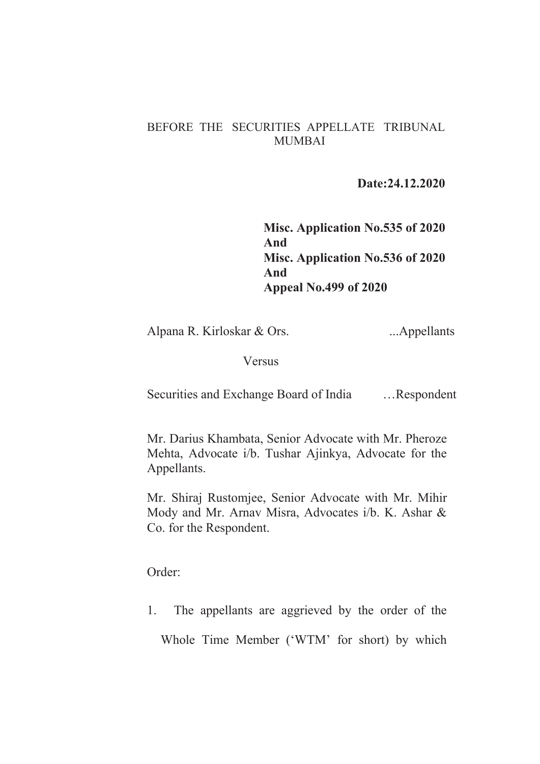BEFORE THE SECURITIES APPELLATE TRIBUNAL
MUMBAI

**Date:24.12.2020**

**Misc. Application No.535 of 2020**
**And**
**Misc. Application No.536 of 2020**
**And**
**Appeal No.499 of 2020**

Alpana R. Kirloskar & Ors. ...Appellants

Versus

Securities and Exchange Board of India …Respondent

Mr. Darius Khambata, Senior Advocate with Mr. Pheroze Mehta, Advocate i/b. Tushar Ajinkya, Advocate for the Appellants.

Mr. Shiraj Rustomjee, Senior Advocate with Mr. Mihir Mody and Mr. Arnav Misra, Advocates i/b. K. Ashar & Co. for the Respondent.

Order:

1. The appellants are aggrieved by the order of the Whole Time Member ('WTM' for short) by which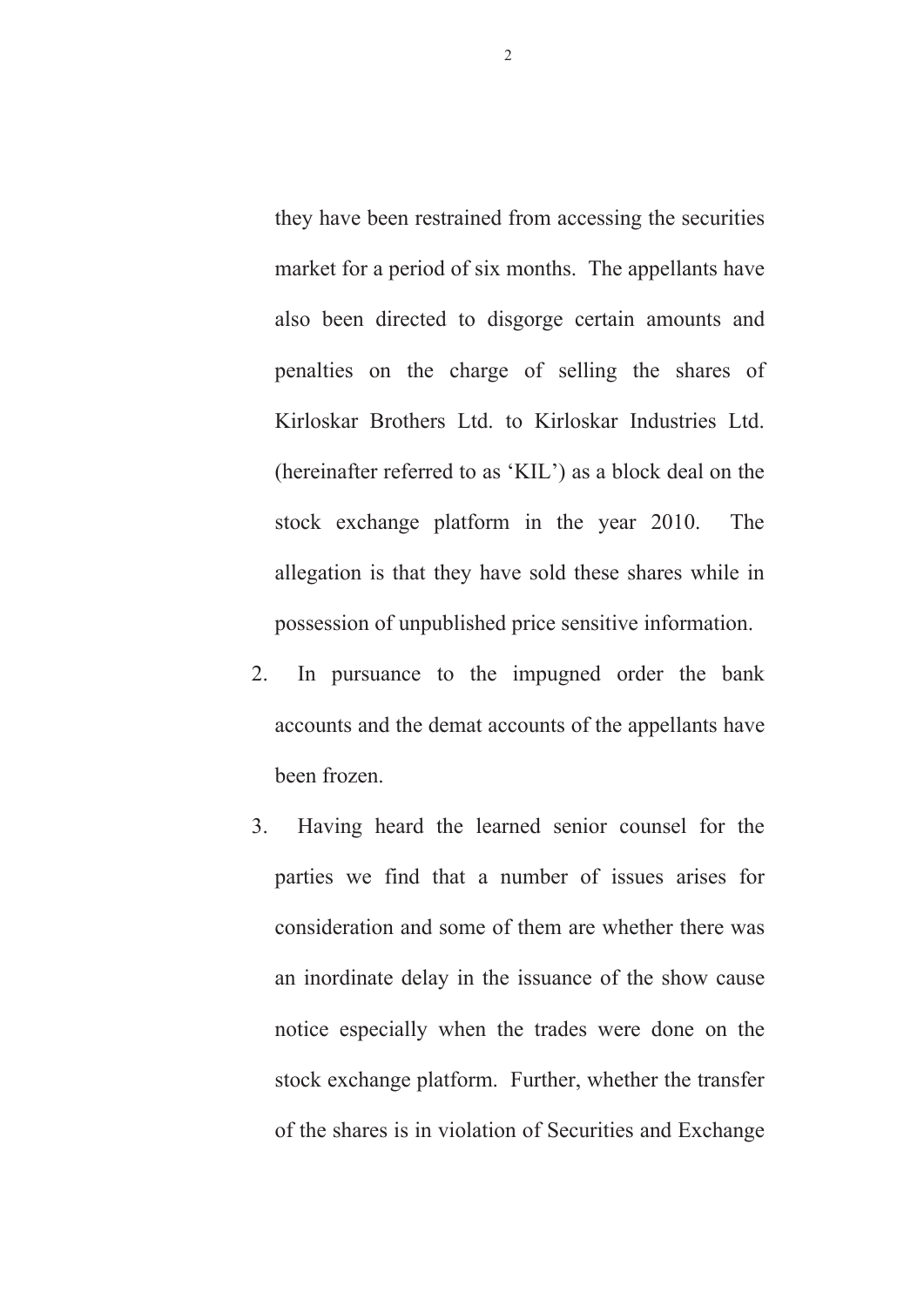they have been restrained from accessing the securities market for a period of six months. The appellants have also been directed to disgorge certain amounts and penalties on the charge of selling the shares of Kirloskar Brothers Ltd. to Kirloskar Industries Ltd. (hereinafter referred to as 'KIL') as a block deal on the stock exchange platform in the year 2010. The allegation is that they have sold these shares while in possession of unpublished price sensitive information.

2. In pursuance to the impugned order the bank accounts and the demat accounts of the appellants have been frozen.

3. Having heard the learned senior counsel for the parties we find that a number of issues arises for consideration and some of them are whether there was an inordinate delay in the issuance of the show cause notice especially when the trades were done on the stock exchange platform. Further, whether the transfer of the shares is in violation of Securities and Exchange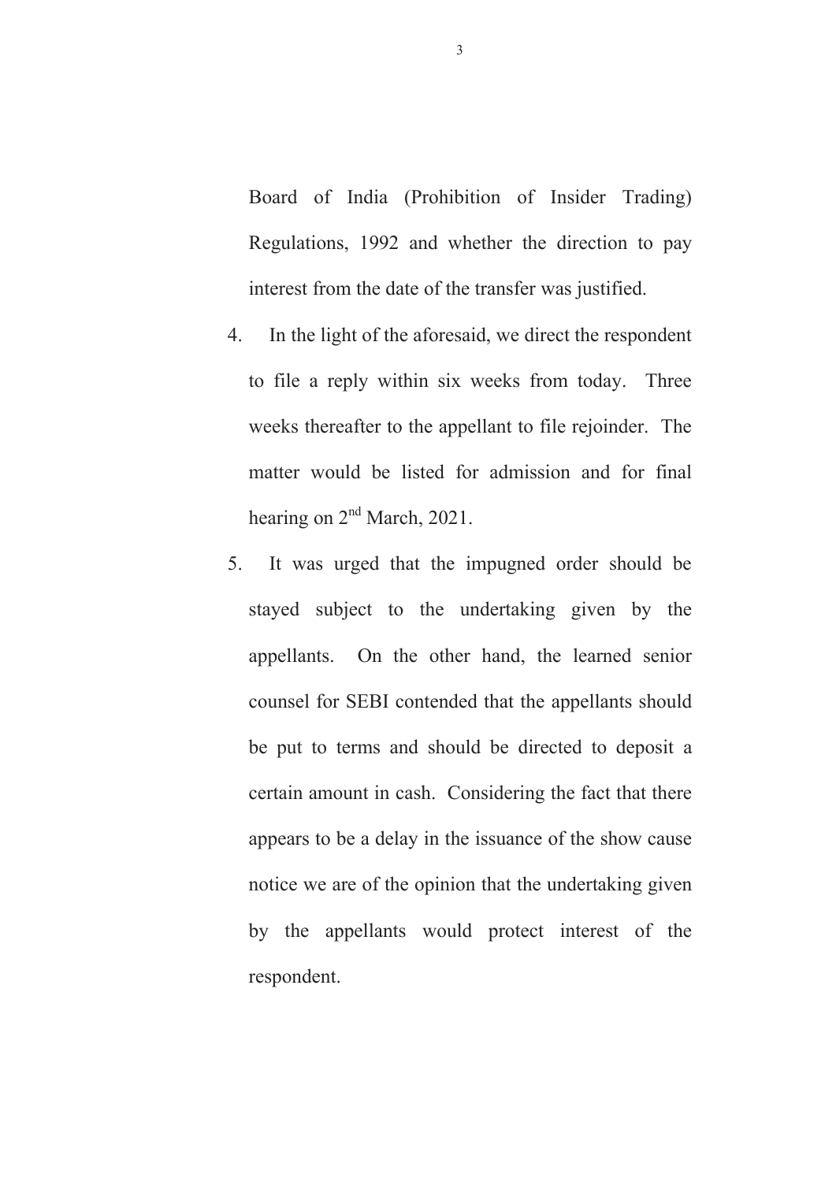Board of India (Prohibition of Insider Trading) Regulations, 1992 and whether the direction to pay interest from the date of the transfer was justified.

4. In the light of the aforesaid, we direct the respondent to file a reply within six weeks from today. Three weeks thereafter to the appellant to file rejoinder. The matter would be listed for admission and for final hearing on 2nd March, 2021.

5. It was urged that the impugned order should be stayed subject to the undertaking given by the appellants. On the other hand, the learned senior counsel for SEBI contended that the appellants should be put to terms and should be directed to deposit a certain amount in cash. Considering the fact that there appears to be a delay in the issuance of the show cause notice we are of the opinion that the undertaking given by the appellants would protect interest of the respondent.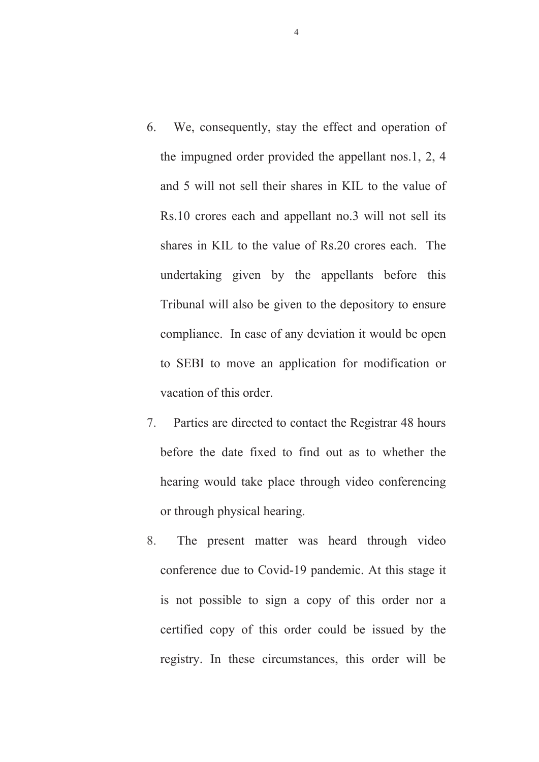6. We, consequently, stay the effect and operation of the impugned order provided the appellant nos.1, 2, 4 and 5 will not sell their shares in KIL to the value of Rs.10 crores each and appellant no.3 will not sell its shares in KIL to the value of Rs.20 crores each. The undertaking given by the appellants before this Tribunal will also be given to the depository to ensure compliance. In case of any deviation it would be open to SEBI to move an application for modification or vacation of this order.

7. Parties are directed to contact the Registrar 48 hours before the date fixed to find out as to whether the hearing would take place through video conferencing or through physical hearing.

8. The present matter was heard through video conference due to Covid-19 pandemic. At this stage it is not possible to sign a copy of this order nor a certified copy of this order could be issued by the registry. In these circumstances, this order will be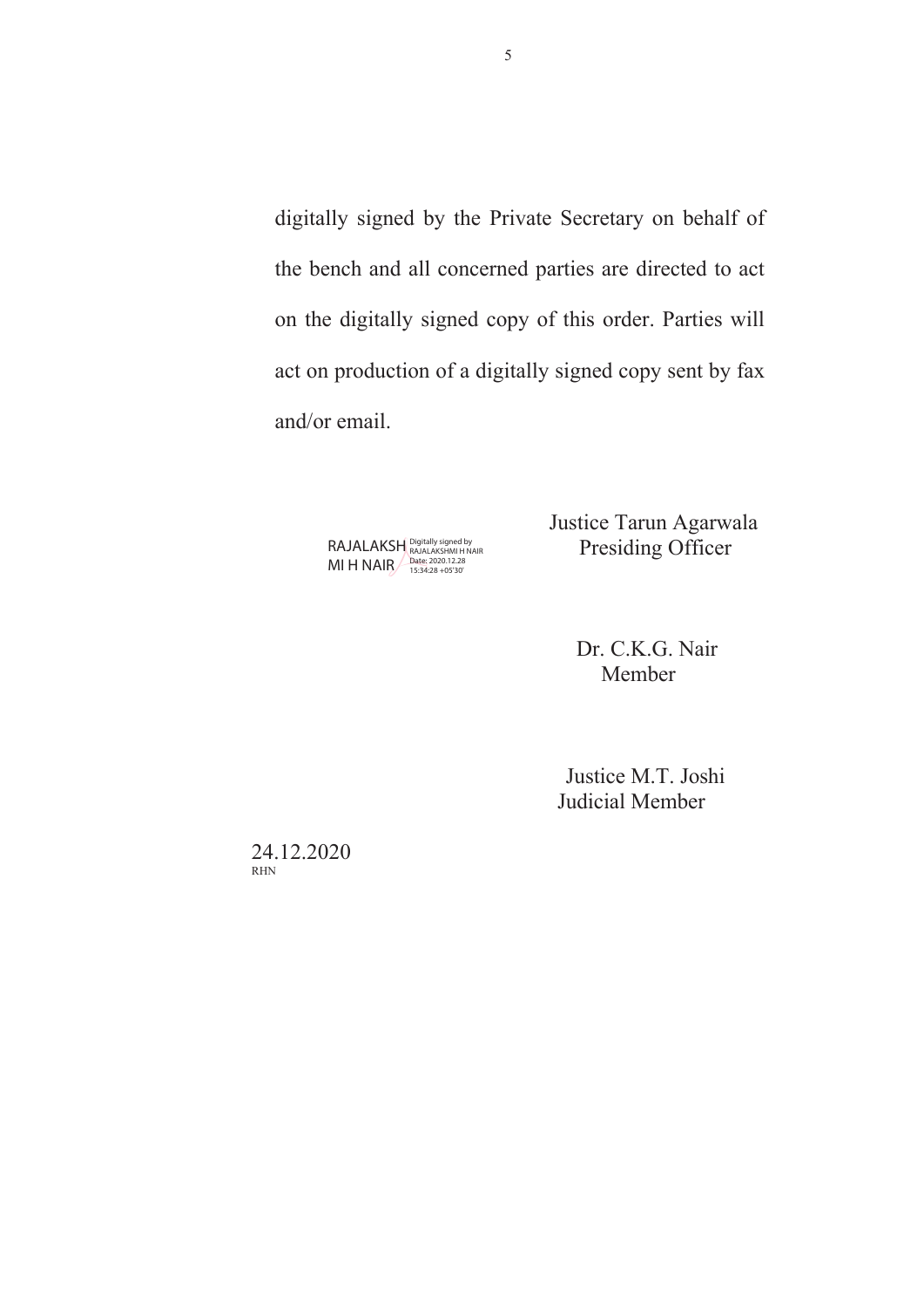digitally signed by the Private Secretary on behalf of the bench and all concerned parties are directed to act on the digitally signed copy of this order. Parties will act on production of a digitally signed copy sent by fax and/or email.

RAJALAKSHMI H NAIR Digitally signed by RAJALAKSHMI H NAIR Date: 2020.12.28 15:34:28 +05'30'

Justice Tarun Agarwala
Presiding Officer

Dr. C.K.G. Nair
Member

Justice M.T. Joshi
Judicial Member

24.12.2020
RHN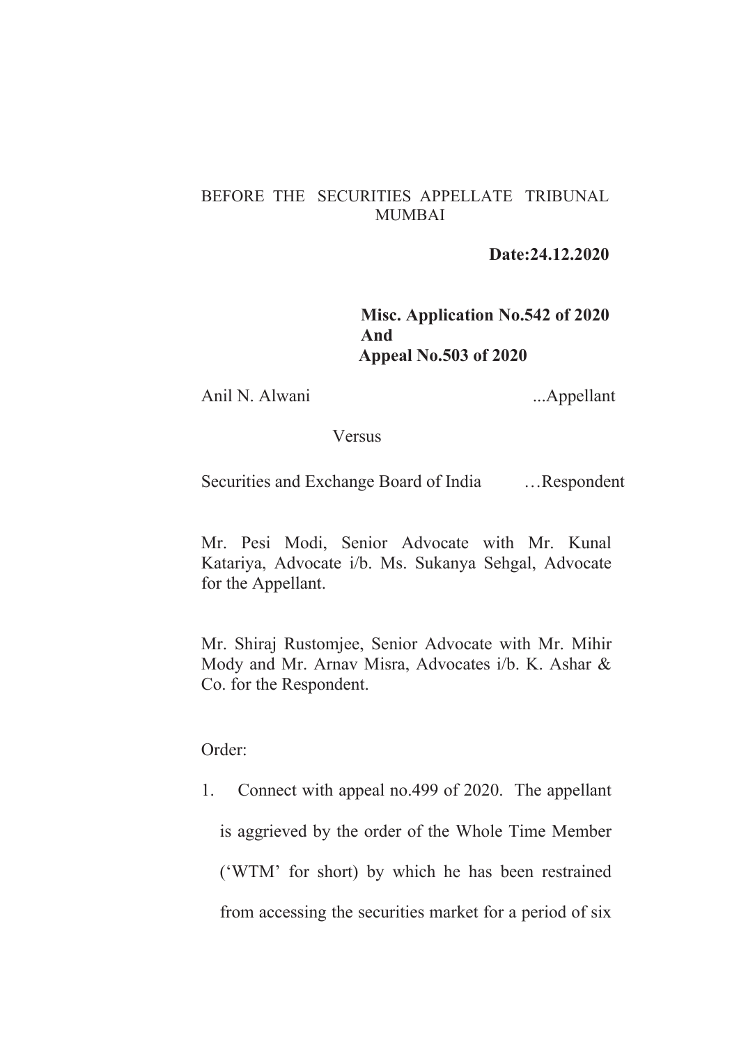BEFORE THE SECURITIES APPELLATE TRIBUNAL
MUMBAI

**Date:24.12.2020**

**Misc. Application No.542 of 2020**
**And**
**Appeal No.503 of 2020**

Anil N. Alwani ...Appellant

Versus

Securities and Exchange Board of India …Respondent

Mr. Pesi Modi, Senior Advocate with Mr. Kunal Katariya, Advocate i/b. Ms. Sukanya Sehgal, Advocate for the Appellant.

Mr. Shiraj Rustomjee, Senior Advocate with Mr. Mihir Mody and Mr. Arnav Misra, Advocates i/b. K. Ashar & Co. for the Respondent.

Order:

1. Connect with appeal no.499 of 2020. The appellant is aggrieved by the order of the Whole Time Member ('WTM' for short) by which he has been restrained from accessing the securities market for a period of six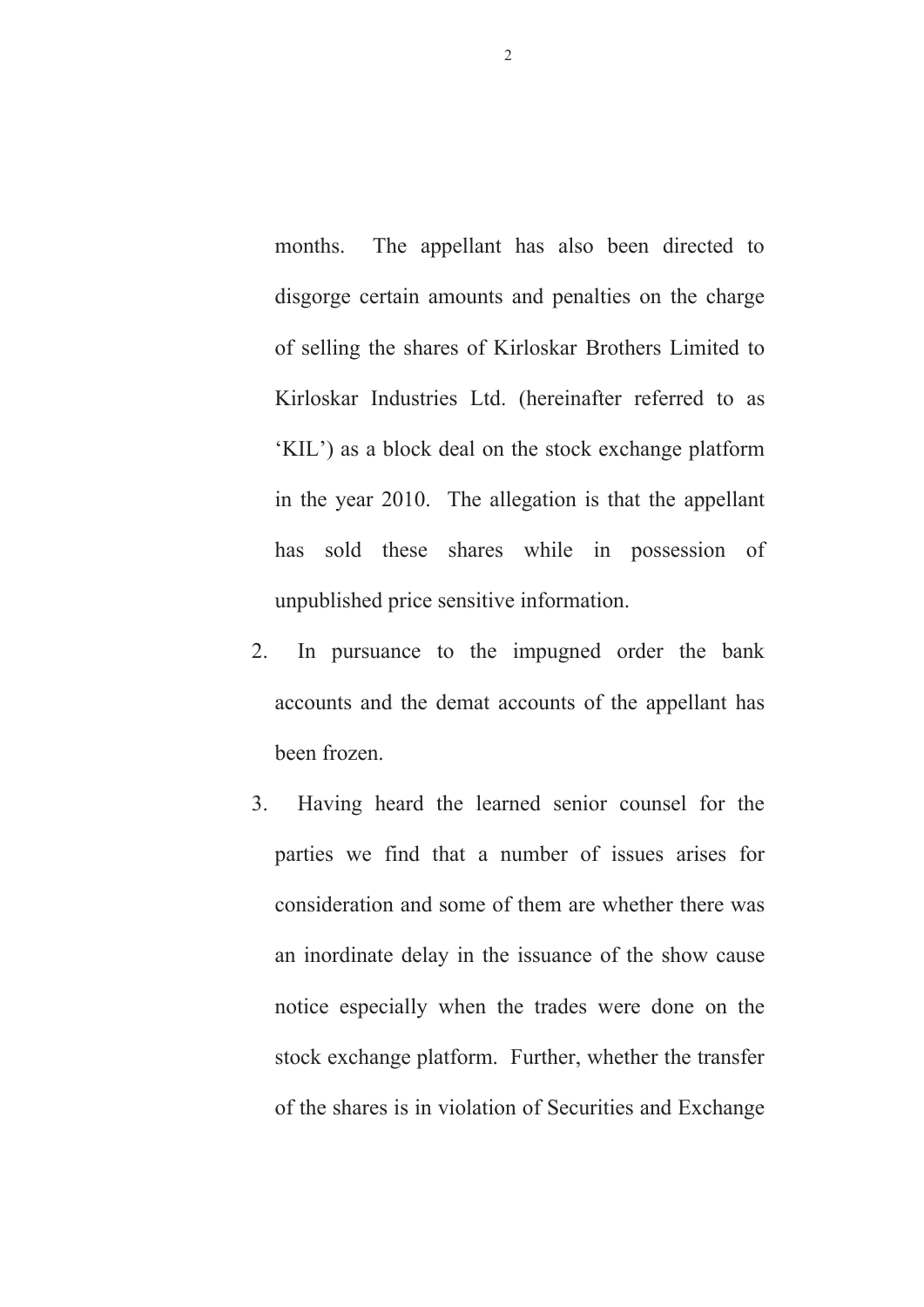months. The appellant has also been directed to disgorge certain amounts and penalties on the charge of selling the shares of Kirloskar Brothers Limited to Kirloskar Industries Ltd. (hereinafter referred to as 'KIL') as a block deal on the stock exchange platform in the year 2010. The allegation is that the appellant has sold these shares while in possession of unpublished price sensitive information.

2. In pursuance to the impugned order the bank accounts and the demat accounts of the appellant has been frozen.

3. Having heard the learned senior counsel for the parties we find that a number of issues arises for consideration and some of them are whether there was an inordinate delay in the issuance of the show cause notice especially when the trades were done on the stock exchange platform. Further, whether the transfer of the shares is in violation of Securities and Exchange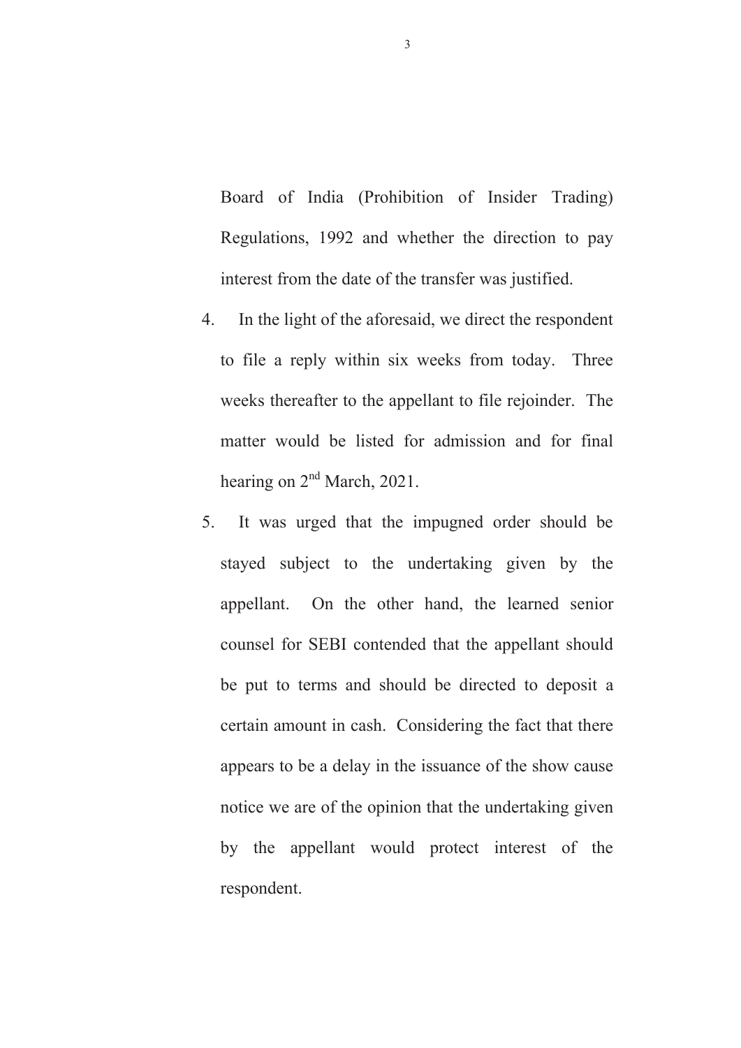Board of India (Prohibition of Insider Trading) Regulations, 1992 and whether the direction to pay interest from the date of the transfer was justified.

4. In the light of the aforesaid, we direct the respondent to file a reply within six weeks from today. Three weeks thereafter to the appellant to file rejoinder. The matter would be listed for admission and for final hearing on 2nd March, 2021.

5. It was urged that the impugned order should be stayed subject to the undertaking given by the appellant. On the other hand, the learned senior counsel for SEBI contended that the appellant should be put to terms and should be directed to deposit a certain amount in cash. Considering the fact that there appears to be a delay in the issuance of the show cause notice we are of the opinion that the undertaking given by the appellant would protect interest of the respondent.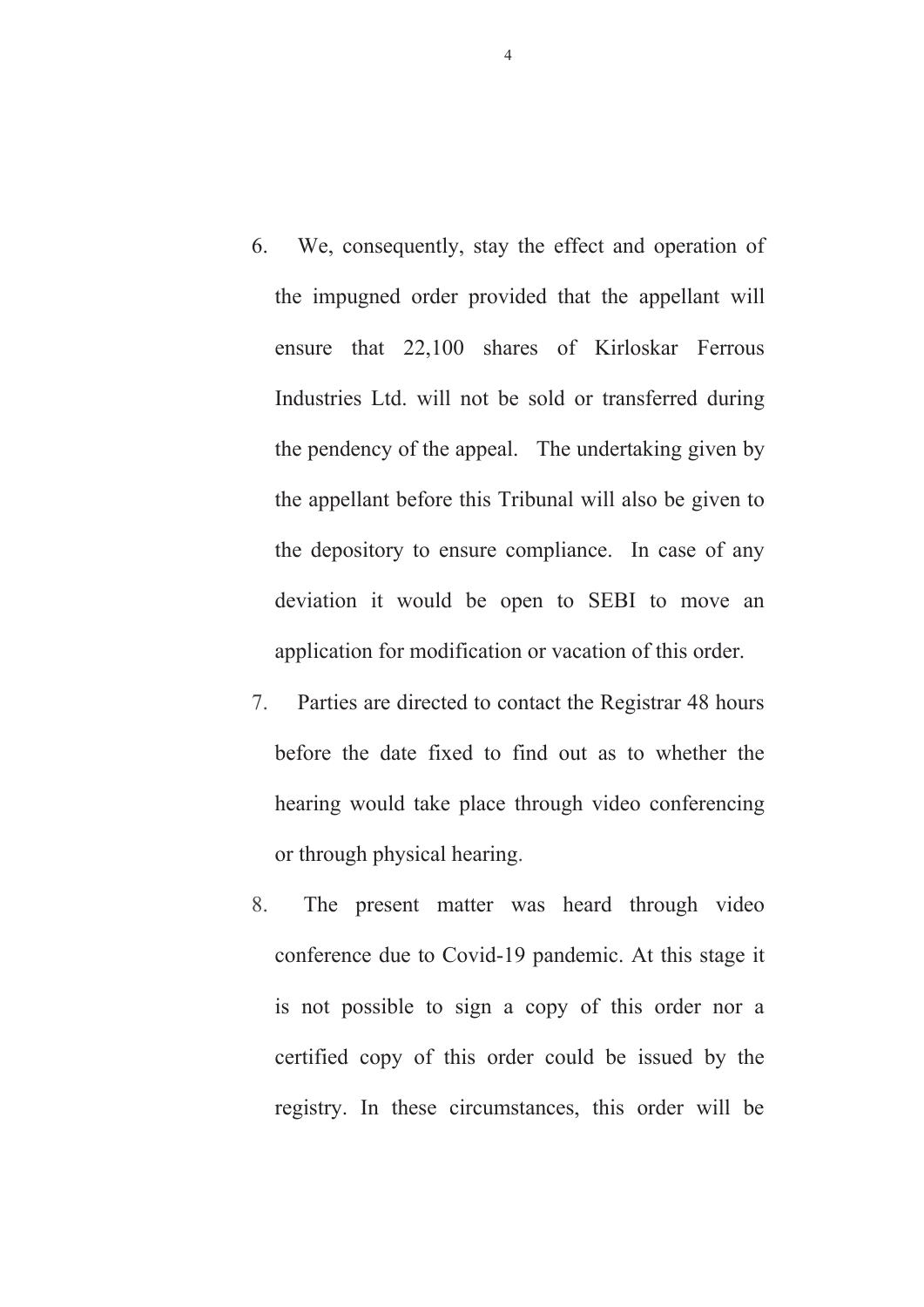6. We, consequently, stay the effect and operation of the impugned order provided that the appellant will ensure that 22,100 shares of Kirloskar Ferrous Industries Ltd. will not be sold or transferred during the pendency of the appeal. The undertaking given by the appellant before this Tribunal will also be given to the depository to ensure compliance. In case of any deviation it would be open to SEBI to move an application for modification or vacation of this order.

7. Parties are directed to contact the Registrar 48 hours before the date fixed to find out as to whether the hearing would take place through video conferencing or through physical hearing.

8. The present matter was heard through video conference due to Covid-19 pandemic. At this stage it is not possible to sign a copy of this order nor a certified copy of this order could be issued by the registry. In these circumstances, this order will be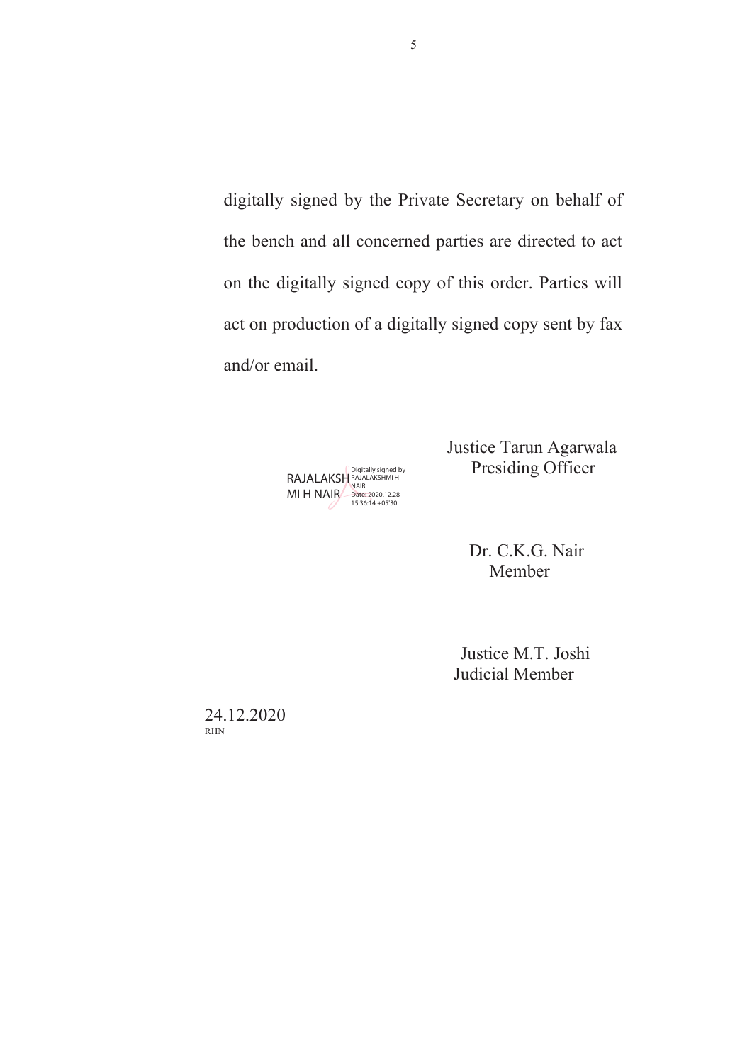digitally signed by the Private Secretary on behalf of the bench and all concerned parties are directed to act on the digitally signed copy of this order. Parties will act on production of a digitally signed copy sent by fax and/or email.

RAJALAKSHMI H NAIR
Digitally signed by RAJALAKSHMI H NAIR
Date: 2020.12.28 15:36:14 +05'30'

Justice Tarun Agarwala
Presiding Officer

Dr. C.K.G. Nair
Member

Justice M.T. Joshi
Judicial Member

24.12.2020
RHN